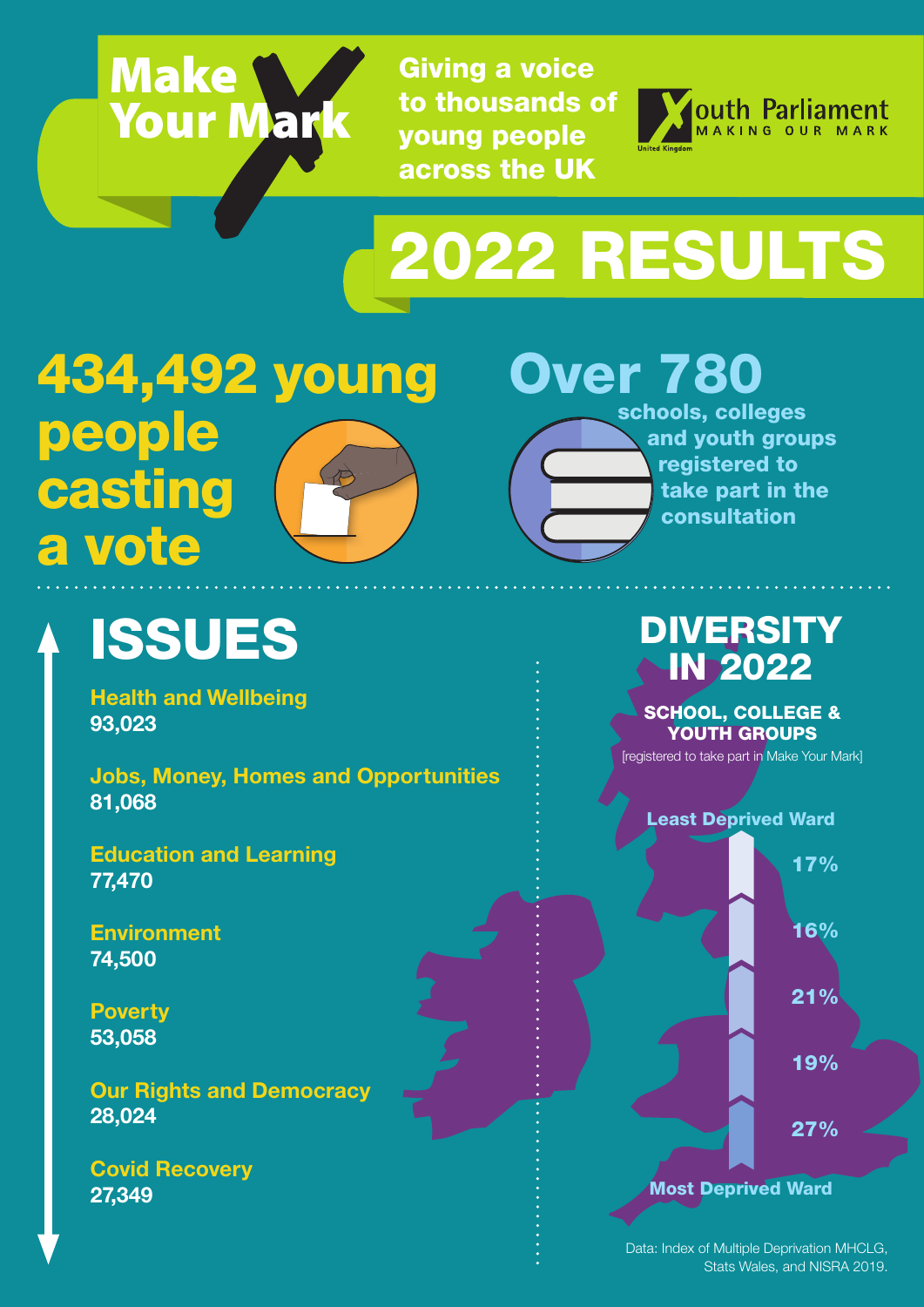# Make Your Mark

Giving a voice to thousands of young people across the UK

Youth Parliament MAKING OUR MARK United Kingdom

# 2022 RESULTS

**434,492 young people casting a vote**

**Over 780** schools, colleges and youth groups registered to take part in the consultation

## ISSUES

**Health and Wellbeing**
93,023

**Jobs, Money, Homes and Opportunities**
81,068

**Education and Learning**
77,470

**Environment**
74,500

**Poverty**
53,058

**Our Rights and Democracy**
28,024

**Covid Recovery**
27,349

## DIVERSITY IN 2022

**SCHOOL, COLLEGE & YOUTH GROUPS**
[registered to take part in Make Your Mark]

Least Deprived Ward

- 17%
- 16%
- 21%
- 19%
- 27%

Most Deprived Ward

Data: Index of Multiple Deprivation MHCLG, Stats Wales, and NISRA 2019.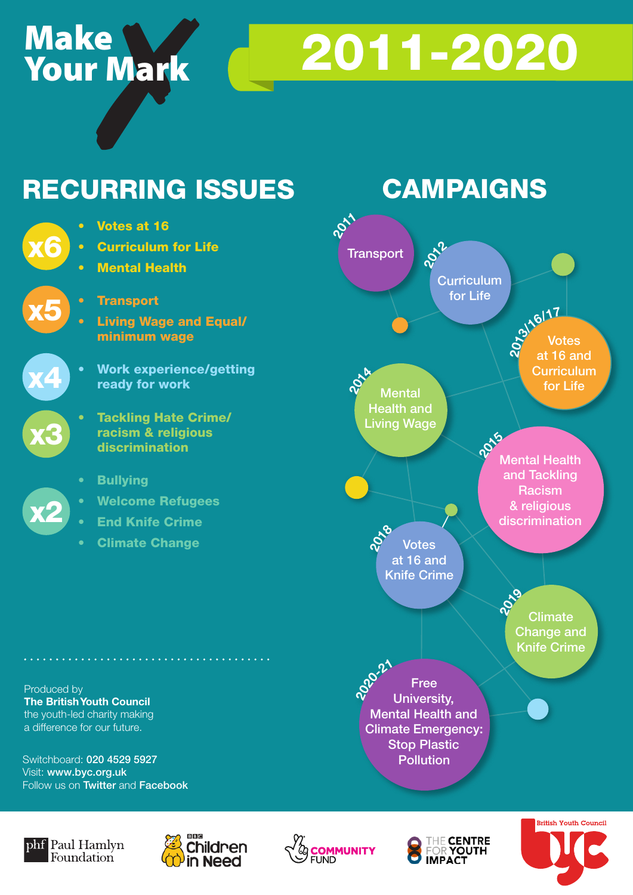# Make Your Mark

# 2011-2020

## RECURRING ISSUES

**x6**

- Votes at 16
- Curriculum for Life
- Mental Health

**x5**

- Transport
- Living Wage and Equal/ minimum wage

**x4**

- Work experience/getting ready for work

**x3**

- Tackling Hate Crime/ racism & religious discrimination

**x2**

- Bullying
- Welcome Refugees
- End Knife Crime
- Climate Change

## CAMPAIGNS

2011 Transport

2012 Curriculum for Life

2013/16/17 Votes at 16 and Curriculum for Life

2014 Mental Health and Living Wage

2015 Mental Health and Tackling Racism & religious discrimination

2018 Votes at 16 and Knife Crime

2019 Climate Change and Knife Crime

2020-21 Free University, Mental Health and Climate Emergency: Stop Plastic Pollution

Produced by
**The British Youth Council**
the youth-led charity making a difference for our future.

Switchboard: **020 4529 5927**
Visit: **www.byc.org.uk**
Follow us on **Twitter** and **Facebook**

Paul Hamlyn Foundation | BBC Children in Need | Community Fund | The Centre for Youth Impact | British Youth Council